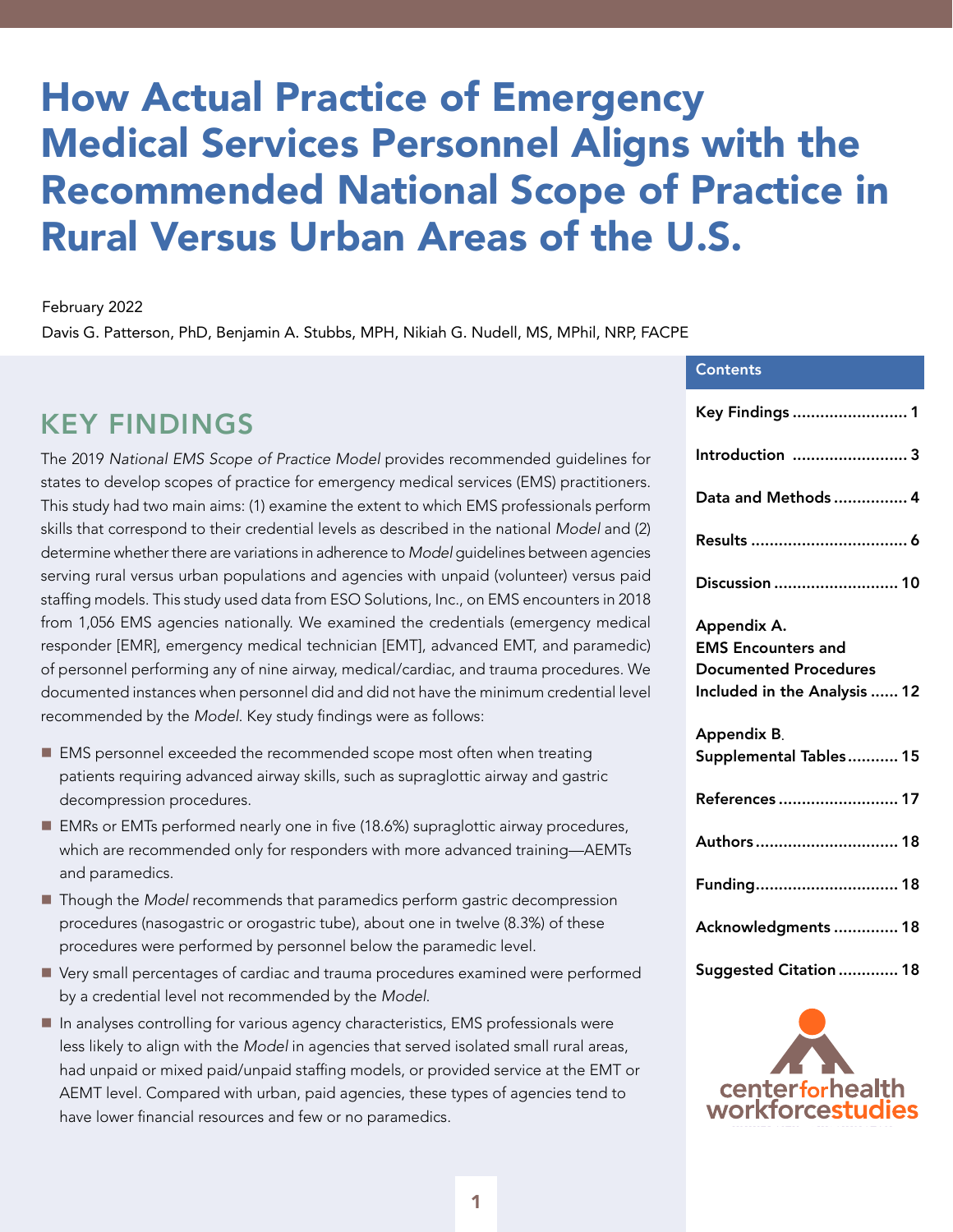# How Actual Practice of Emergency Medical Services Personnel Aligns with the Recommended National Scope of Practice in Rural Versus Urban Areas of the U.S.

February 2022

Davis G. Patterson, PhD, Benjamin A. Stubbs, MPH, Nikiah G. Nudell, MS, MPhil, NRP, FACPE

## KEY FINDINGS

The 2019 *National EMS Scope of Practice Model* provides recommended guidelines for states to develop scopes of practice for emergency medical services (EMS) practitioners. This study had two main aims: (1) examine the extent to which EMS professionals perform skills that correspond to their credential levels as described in the national *Model* and (2) determine whether there are variations in adherence to *Model* guidelines between agencies serving rural versus urban populations and agencies with unpaid (volunteer) versus paid staffing models. This study used data from ESO Solutions, Inc., on EMS encounters in 2018 from 1,056 EMS agencies nationally. We examined the credentials (emergency medical responder [EMR], emergency medical technician [EMT], advanced EMT, and paramedic) of personnel performing any of nine airway, medical/cardiac, and trauma procedures. We documented instances when personnel did and did not have the minimum credential level recommended by the *Model*. Key study findings were as follows:

- EMS personnel exceeded the recommended scope most often when treating patients requiring advanced airway skills, such as supraglottic airway and gastric decompression procedures.
- EMRs or EMTs performed nearly one in five (18.6%) supraglottic airway procedures, which are recommended only for responders with more advanced training—AEMTs and paramedics.
- Though the *Model* recommends that paramedics perform gastric decompression procedures (nasogastric or orogastric tube), about one in twelve (8.3%) of these procedures were performed by personnel below the paramedic level.
- Very small percentages of cardiac and trauma procedures examined were performed by a credential level not recommended by the *Model*.
- In analyses controlling for various agency characteristics, EMS professionals were less likely to align with the *Model* in agencies that served isolated small rural areas, had unpaid or mixed paid/unpaid staffing models, or provided service at the EMT or AEMT level. Compared with urban, paid agencies, these types of agencies tend to have lower financial resources and few or no paramedics.

**Contents**

- Key Findings ......................... 1
- Introduction ......................... 3
- Data and Methods ................ 4
- Results ................................. 6
- Discussion ........................... 10
- Appendix A. EMS Encounters and Documented Procedures Included in the Analysis ...... 12
- Appendix B. Supplemental Tables ........... 15
- References .......................... 17
- Authors ............................... 18
- Funding............................... 18
- Acknowledgments .............. 18
- Suggested Citation ............. 18

center for health workforce studies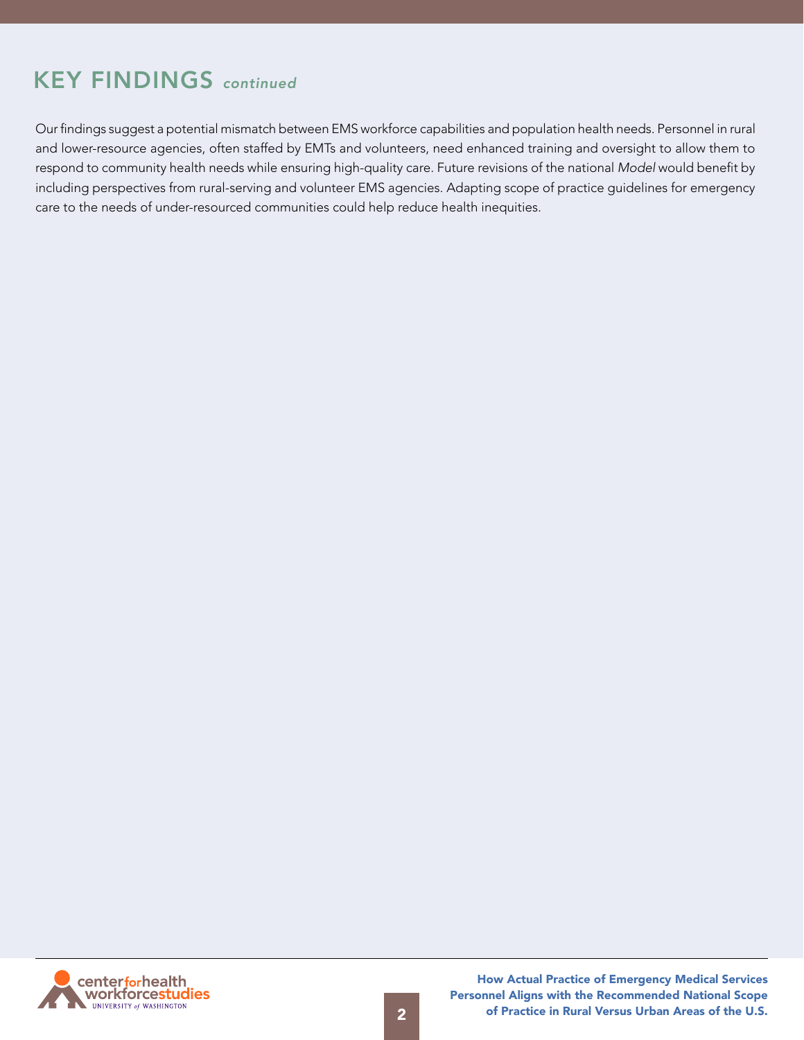## KEY FINDINGS *continued*

Our findings suggest a potential mismatch between EMS workforce capabilities and population health needs. Personnel in rural and lower-resource agencies, often staffed by EMTs and volunteers, need enhanced training and oversight to allow them to respond to community health needs while ensuring high-quality care. Future revisions of the national *Model* would benefit by including perspectives from rural-serving and volunteer EMS agencies. Adapting scope of practice guidelines for emergency care to the needs of under-resourced communities could help reduce health inequities.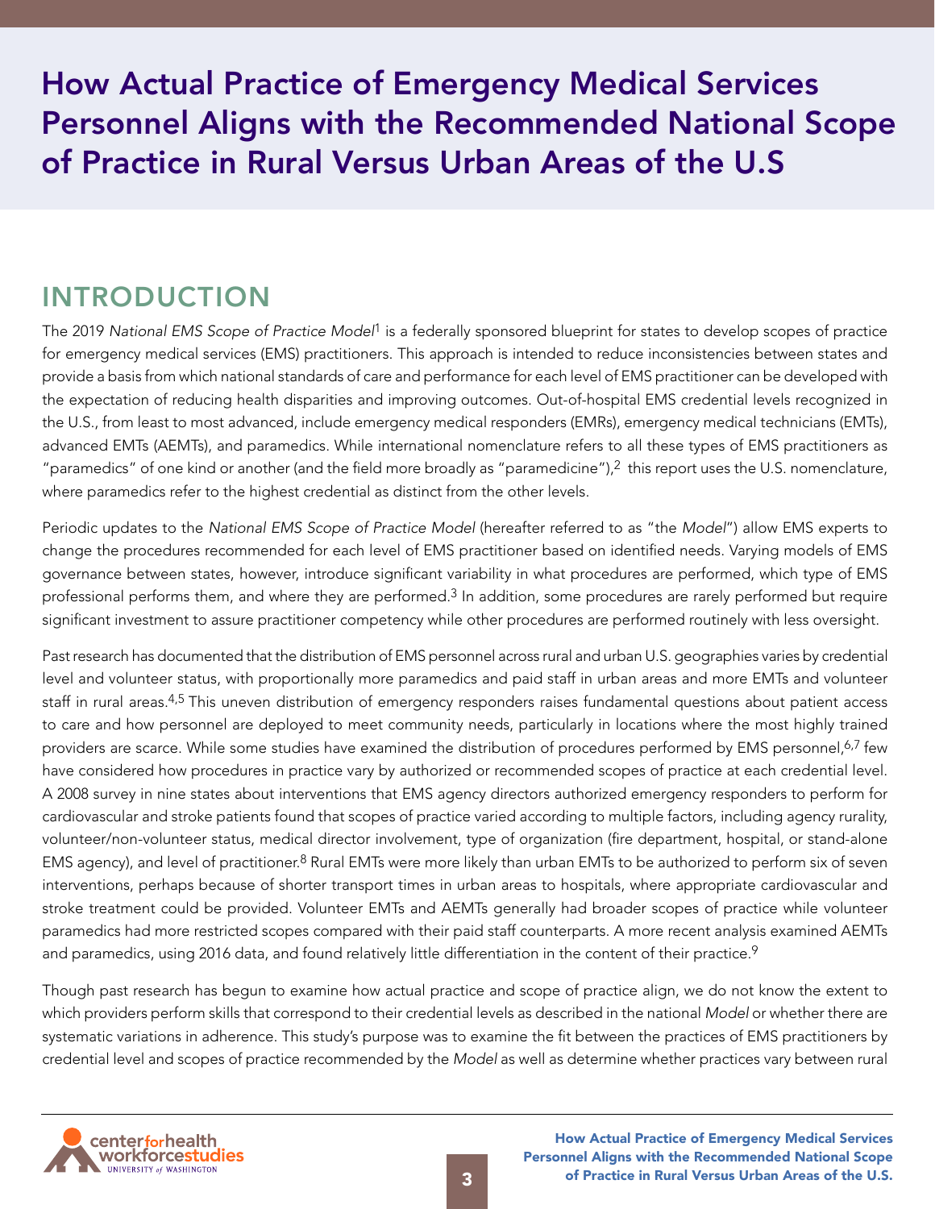# How Actual Practice of Emergency Medical Services Personnel Aligns with the Recommended National Scope of Practice in Rural Versus Urban Areas of the U.S

## INTRODUCTION

The 2019 *National EMS Scope of Practice Model*[1] is a federally sponsored blueprint for states to develop scopes of practice for emergency medical services (EMS) practitioners. This approach is intended to reduce inconsistencies between states and provide a basis from which national standards of care and performance for each level of EMS practitioner can be developed with the expectation of reducing health disparities and improving outcomes. Out-of-hospital EMS credential levels recognized in the U.S., from least to most advanced, include emergency medical responders (EMRs), emergency medical technicians (EMTs), advanced EMTs (AEMTs), and paramedics. While international nomenclature refers to all these types of EMS practitioners as "paramedics" of one kind or another (and the field more broadly as "paramedicine"),[2] this report uses the U.S. nomenclature, where paramedics refer to the highest credential as distinct from the other levels.

Periodic updates to the *National EMS Scope of Practice Model* (hereafter referred to as "the *Model*") allow EMS experts to change the procedures recommended for each level of EMS practitioner based on identified needs. Varying models of EMS governance between states, however, introduce significant variability in what procedures are performed, which type of EMS professional performs them, and where they are performed.[3] In addition, some procedures are rarely performed but require significant investment to assure practitioner competency while other procedures are performed routinely with less oversight.

Past research has documented that the distribution of EMS personnel across rural and urban U.S. geographies varies by credential level and volunteer status, with proportionally more paramedics and paid staff in urban areas and more EMTs and volunteer staff in rural areas.[4,5] This uneven distribution of emergency responders raises fundamental questions about patient access to care and how personnel are deployed to meet community needs, particularly in locations where the most highly trained providers are scarce. While some studies have examined the distribution of procedures performed by EMS personnel,[6,7] few have considered how procedures in practice vary by authorized or recommended scopes of practice at each credential level. A 2008 survey in nine states about interventions that EMS agency directors authorized emergency responders to perform for cardiovascular and stroke patients found that scopes of practice varied according to multiple factors, including agency rurality, volunteer/non-volunteer status, medical director involvement, type of organization (fire department, hospital, or stand-alone EMS agency), and level of practitioner.[8] Rural EMTs were more likely than urban EMTs to be authorized to perform six of seven interventions, perhaps because of shorter transport times in urban areas to hospitals, where appropriate cardiovascular and stroke treatment could be provided. Volunteer EMTs and AEMTs generally had broader scopes of practice while volunteer paramedics had more restricted scopes compared with their paid staff counterparts. A more recent analysis examined AEMTs and paramedics, using 2016 data, and found relatively little differentiation in the content of their practice.[9]

Though past research has begun to examine how actual practice and scope of practice align, we do not know the extent to which providers perform skills that correspond to their credential levels as described in the national *Model* or whether there are systematic variations in adherence. This study's purpose was to examine the fit between the practices of EMS practitioners by credential level and scopes of practice recommended by the *Model* as well as determine whether practices vary between rural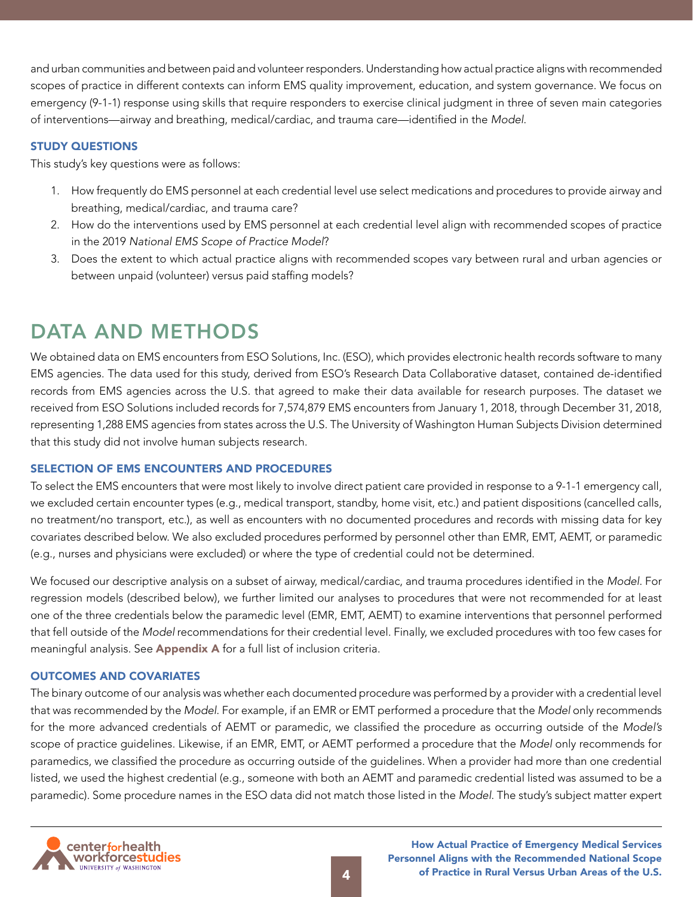and urban communities and between paid and volunteer responders. Understanding how actual practice aligns with recommended scopes of practice in different contexts can inform EMS quality improvement, education, and system governance. We focus on emergency (9-1-1) response using skills that require responders to exercise clinical judgment in three of seven main categories of interventions—airway and breathing, medical/cardiac, and trauma care—identified in the *Model*.

### STUDY QUESTIONS

This study's key questions were as follows:

1. How frequently do EMS personnel at each credential level use select medications and procedures to provide airway and breathing, medical/cardiac, and trauma care?
2. How do the interventions used by EMS personnel at each credential level align with recommended scopes of practice in the 2019 *National EMS Scope of Practice Model*?
3. Does the extent to which actual practice aligns with recommended scopes vary between rural and urban agencies or between unpaid (volunteer) versus paid staffing models?

## DATA AND METHODS

We obtained data on EMS encounters from ESO Solutions, Inc. (ESO), which provides electronic health records software to many EMS agencies. The data used for this study, derived from ESO's Research Data Collaborative dataset, contained de-identified records from EMS agencies across the U.S. that agreed to make their data available for research purposes. The dataset we received from ESO Solutions included records for 7,574,879 EMS encounters from January 1, 2018, through December 31, 2018, representing 1,288 EMS agencies from states across the U.S. The University of Washington Human Subjects Division determined that this study did not involve human subjects research.

### SELECTION OF EMS ENCOUNTERS AND PROCEDURES

To select the EMS encounters that were most likely to involve direct patient care provided in response to a 9-1-1 emergency call, we excluded certain encounter types (e.g., medical transport, standby, home visit, etc.) and patient dispositions (cancelled calls, no treatment/no transport, etc.), as well as encounters with no documented procedures and records with missing data for key covariates described below. We also excluded procedures performed by personnel other than EMR, EMT, AEMT, or paramedic (e.g., nurses and physicians were excluded) or where the type of credential could not be determined.

We focused our descriptive analysis on a subset of airway, medical/cardiac, and trauma procedures identified in the *Model*. For regression models (described below), we further limited our analyses to procedures that were not recommended for at least one of the three credentials below the paramedic level (EMR, EMT, AEMT) to examine interventions that personnel performed that fell outside of the *Model* recommendations for their credential level. Finally, we excluded procedures with too few cases for meaningful analysis. See **Appendix A** for a full list of inclusion criteria.

### OUTCOMES AND COVARIATES

The binary outcome of our analysis was whether each documented procedure was performed by a provider with a credential level that was recommended by the *Model*. For example, if an EMR or EMT performed a procedure that the *Model* only recommends for the more advanced credentials of AEMT or paramedic, we classified the procedure as occurring outside of the *Model's* scope of practice guidelines. Likewise, if an EMR, EMT, or AEMT performed a procedure that the *Model* only recommends for paramedics, we classified the procedure as occurring outside of the guidelines. When a provider had more than one credential listed, we used the highest credential (e.g., someone with both an AEMT and paramedic credential listed was assumed to be a paramedic). Some procedure names in the ESO data did not match those listed in the *Model*. The study's subject matter expert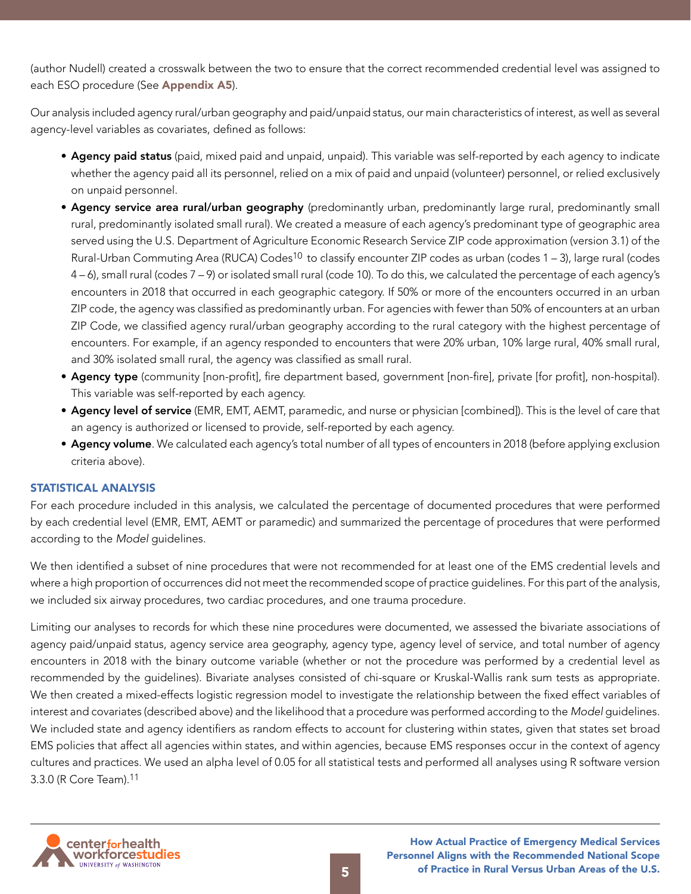(author Nudell) created a crosswalk between the two to ensure that the correct recommended credential level was assigned to each ESO procedure (See **Appendix A5**).

Our analysis included agency rural/urban geography and paid/unpaid status, our main characteristics of interest, as well as several agency-level variables as covariates, defined as follows:

- **Agency paid status** (paid, mixed paid and unpaid, unpaid). This variable was self-reported by each agency to indicate whether the agency paid all its personnel, relied on a mix of paid and unpaid (volunteer) personnel, or relied exclusively on unpaid personnel.
- **Agency service area rural/urban geography** (predominantly urban, predominantly large rural, predominantly small rural, predominantly isolated small rural). We created a measure of each agency's predominant type of geographic area served using the U.S. Department of Agriculture Economic Research Service ZIP code approximation (version 3.1) of the Rural-Urban Commuting Area (RUCA) Codes[10] to classify encounter ZIP codes as urban (codes 1 – 3), large rural (codes 4 – 6), small rural (codes 7 – 9) or isolated small rural (code 10). To do this, we calculated the percentage of each agency's encounters in 2018 that occurred in each geographic category. If 50% or more of the encounters occurred in an urban ZIP code, the agency was classified as predominantly urban. For agencies with fewer than 50% of encounters at an urban ZIP Code, we classified agency rural/urban geography according to the rural category with the highest percentage of encounters. For example, if an agency responded to encounters that were 20% urban, 10% large rural, 40% small rural, and 30% isolated small rural, the agency was classified as small rural.
- **Agency type** (community [non-profit], fire department based, government [non-fire], private [for profit], non-hospital). This variable was self-reported by each agency.
- **Agency level of service** (EMR, EMT, AEMT, paramedic, and nurse or physician [combined]). This is the level of care that an agency is authorized or licensed to provide, self-reported by each agency.
- **Agency volume**. We calculated each agency's total number of all types of encounters in 2018 (before applying exclusion criteria above).

### STATISTICAL ANALYSIS

For each procedure included in this analysis, we calculated the percentage of documented procedures that were performed by each credential level (EMR, EMT, AEMT or paramedic) and summarized the percentage of procedures that were performed according to the *Model* guidelines.

We then identified a subset of nine procedures that were not recommended for at least one of the EMS credential levels and where a high proportion of occurrences did not meet the recommended scope of practice guidelines. For this part of the analysis, we included six airway procedures, two cardiac procedures, and one trauma procedure.

Limiting our analyses to records for which these nine procedures were documented, we assessed the bivariate associations of agency paid/unpaid status, agency service area geography, agency type, agency level of service, and total number of agency encounters in 2018 with the binary outcome variable (whether or not the procedure was performed by a credential level as recommended by the guidelines). Bivariate analyses consisted of chi-square or Kruskal-Wallis rank sum tests as appropriate. We then created a mixed-effects logistic regression model to investigate the relationship between the fixed effect variables of interest and covariates (described above) and the likelihood that a procedure was performed according to the *Model* guidelines. We included state and agency identifiers as random effects to account for clustering within states, given that states set broad EMS policies that affect all agencies within states, and within agencies, because EMS responses occur in the context of agency cultures and practices. We used an alpha level of 0.05 for all statistical tests and performed all analyses using R software version 3.3.0 (R Core Team).[11]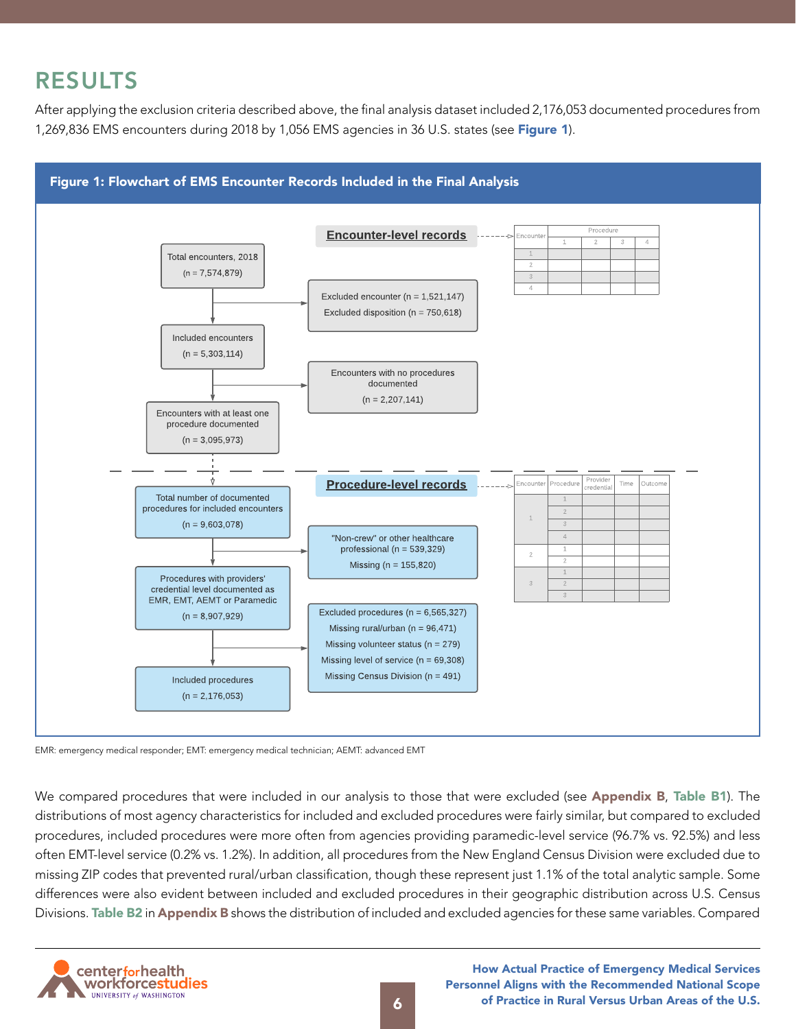## RESULTS

After applying the exclusion criteria described above, the final analysis dataset included 2,176,053 documented procedures from 1,269,836 EMS encounters during 2018 by 1,056 EMS agencies in 36 U.S. states (see **Figure 1**).

**Figure 1: Flowchart of EMS Encounter Records Included in the Final Analysis**

**Encounter-level records**

- Total encounters, 2018 (n = 7,574,879)
  - → Excluded encounter (n = 1,521,147); Excluded disposition (n = 750,618)
- Included encounters (n = 5,303,114)
  - → Encounters with no procedures documented (n = 2,207,141)
- Encounters with at least one procedure documented (n = 3,095,973)

**Procedure-level records**

- Total number of documented procedures for included encounters (n = 9,603,078)
  - → "Non-crew" or other healthcare professional (n = 539,329); Missing (n = 155,820)
- Procedures with providers' credential level documented as EMR, EMT, AEMT or Paramedic (n = 8,907,929)
  - → Excluded procedures (n = 6,565,327); Missing rural/urban (n = 96,471); Missing volunteer status (n = 279); Missing level of service (n = 69,308); Missing Census Division (n = 491)
- Included procedures (n = 2,176,053)

EMR: emergency medical responder; EMT: emergency medical technician; AEMT: advanced EMT

We compared procedures that were included in our analysis to those that were excluded (see **Appendix B**, **Table B1**). The distributions of most agency characteristics for included and excluded procedures were fairly similar, but compared to excluded procedures, included procedures were more often from agencies providing paramedic-level service (96.7% vs. 92.5%) and less often EMT-level service (0.2% vs. 1.2%). In addition, all procedures from the New England Census Division were excluded due to missing ZIP codes that prevented rural/urban classification, though these represent just 1.1% of the total analytic sample. Some differences were also evident between included and excluded procedures in their geographic distribution across U.S. Census Divisions. **Table B2** in **Appendix B** shows the distribution of included and excluded agencies for these same variables. Compared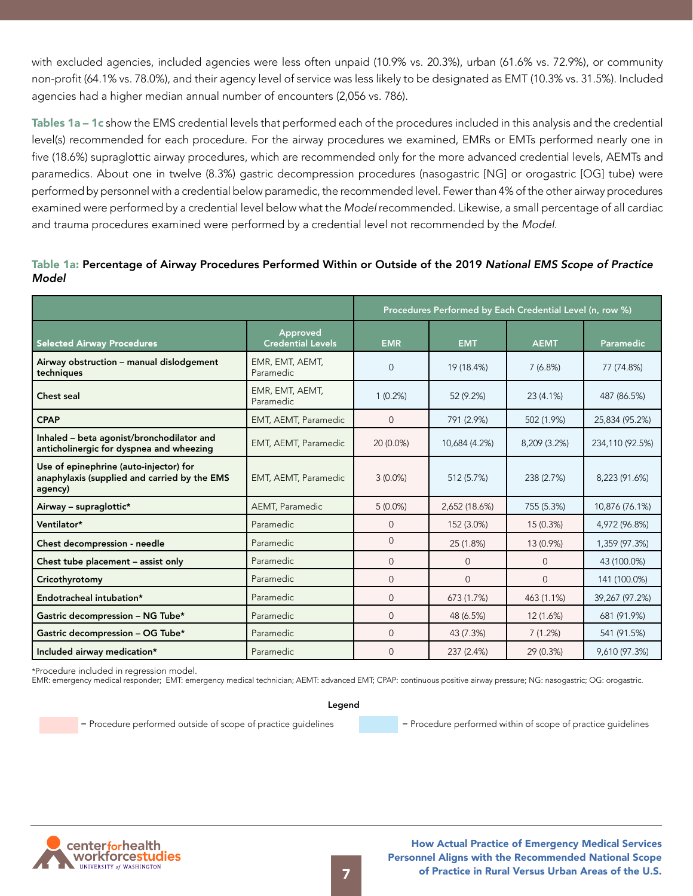with excluded agencies, included agencies were less often unpaid (10.9% vs. 20.3%), urban (61.6% vs. 72.9%), or community non-profit (64.1% vs. 78.0%), and their agency level of service was less likely to be designated as EMT (10.3% vs. 31.5%). Included agencies had a higher median annual number of encounters (2,056 vs. 786).

**Tables 1a – 1c** show the EMS credential levels that performed each of the procedures included in this analysis and the credential level(s) recommended for each procedure. For the airway procedures we examined, EMRs or EMTs performed nearly one in five (18.6%) supraglottic airway procedures, which are recommended only for the more advanced credential levels, AEMTs and paramedics. About one in twelve (8.3%) gastric decompression procedures (nasogastric [NG] or orogastric [OG] tube) were performed by personnel with a credential below paramedic, the recommended level. Fewer than 4% of the other airway procedures examined were performed by a credential level below what the *Model* recommended. Likewise, a small percentage of all cardiac and trauma procedures examined were performed by a credential level not recommended by the *Model*.

**Table 1a: Percentage of Airway Procedures Performed Within or Outside of the 2019 *National EMS Scope of Practice Model***

| | | Procedures Performed by Each Credential Level (n, row %) | | | |
|---|---|---|---|---|---|
| **Selected Airway Procedures** | **Approved Credential Levels** | **EMR** | **EMT** | **AEMT** | **Paramedic** |
| Airway obstruction – manual dislodgement techniques | EMR, EMT, AEMT, Paramedic | 0 | 19 (18.4%) | 7 (6.8%) | 77 (74.8%) |
| Chest seal | EMR, EMT, AEMT, Paramedic | 1 (0.2%) | 52 (9.2%) | 23 (4.1%) | 487 (86.5%) |
| CPAP | EMT, AEMT, Paramedic | 0 | 791 (2.9%) | 502 (1.9%) | 25,834 (95.2%) |
| Inhaled – beta agonist/bronchodilator and anticholinergic for dyspnea and wheezing | EMT, AEMT, Paramedic | 20 (0.0%) | 10,684 (4.2%) | 8,209 (3.2%) | 234,110 (92.5%) |
| Use of epinephrine (auto-injector) for anaphylaxis (supplied and carried by the EMS agency) | EMT, AEMT, Paramedic | 3 (0.0%) | 512 (5.7%) | 238 (2.7%) | 8,223 (91.6%) |
| Airway – supraglottic* | AEMT, Paramedic | 5 (0.0%) | 2,652 (18.6%) | 755 (5.3%) | 10,876 (76.1%) |
| Ventilator* | Paramedic | 0 | 152 (3.0%) | 15 (0.3%) | 4,972 (96.8%) |
| Chest decompression - needle | Paramedic | 0 | 25 (1.8%) | 13 (0.9%) | 1,359 (97.3%) |
| Chest tube placement – assist only | Paramedic | 0 | 0 | 0 | 43 (100.0%) |
| Cricothyrotomy | Paramedic | 0 | 0 | 0 | 141 (100.0%) |
| Endotracheal intubation* | Paramedic | 0 | 673 (1.7%) | 463 (1.1%) | 39,267 (97.2%) |
| Gastric decompression – NG Tube* | Paramedic | 0 | 48 (6.5%) | 12 (1.6%) | 681 (91.9%) |
| Gastric decompression – OG Tube* | Paramedic | 0 | 43 (7.3%) | 7 (1.2%) | 541 (91.5%) |
| Included airway medication* | Paramedic | 0 | 237 (2.4%) | 29 (0.3%) | 9,610 (97.3%) |

*Procedure included in regression model.
EMR: emergency medical responder; EMT: emergency medical technician; AEMT: advanced EMT; CPAP: continuous positive airway pressure; NG: nasogastric; OG: orogastric.

**Legend**

= Procedure performed outside of scope of practice guidelines

= Procedure performed within of scope of practice guidelines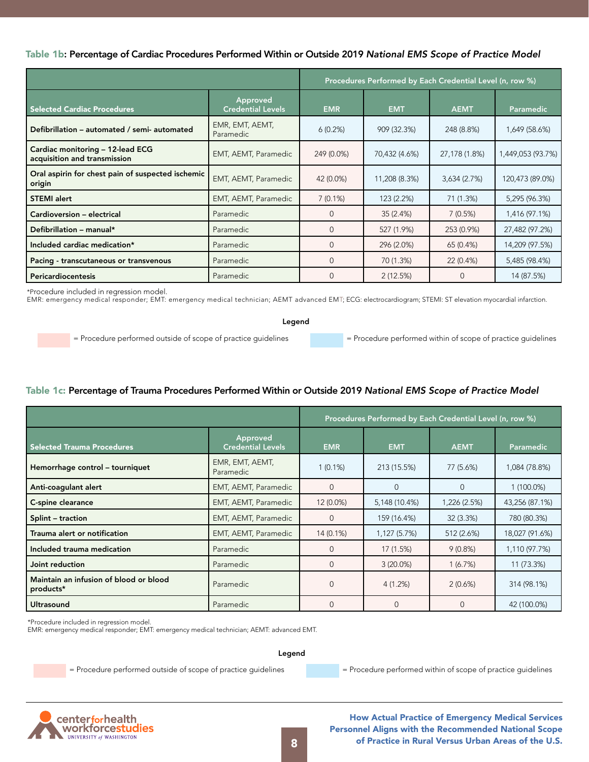**Table 1b**: Percentage of Cardiac Procedures Performed Within or Outside 2019 *National EMS Scope of Practice Model*

| | | Procedures Performed by Each Credential Level (n, row %) | | | |
|---|---|---|---|---|---|
| **Selected Cardiac Procedures** | **Approved Credential Levels** | **EMR** | **EMT** | **AEMT** | **Paramedic** |
| **Defibrillation – automated / semi- automated** | EMR, EMT, AEMT, Paramedic | 6 (0.2%) | 909 (32.3%) | 248 (8.8%) | 1,649 (58.6%) |
| **Cardiac monitoring – 12-lead ECG acquisition and transmission** | EMT, AEMT, Paramedic | 249 (0.0%) | 70,432 (4.6%) | 27,178 (1.8%) | 1,449,053 (93.7%) |
| **Oral aspirin for chest pain of suspected ischemic origin** | EMT, AEMT, Paramedic | 42 (0.0%) | 11,208 (8.3%) | 3,634 (2.7%) | 120,473 (89.0%) |
| **STEMI alert** | EMT, AEMT, Paramedic | 7 (0.1%) | 123 (2.2%) | 71 (1.3%) | 5,295 (96.3%) |
| **Cardioversion – electrical** | Paramedic | 0 | 35 (2.4%) | 7 (0.5%) | 1,416 (97.1%) |
| **Defibrillation – manual*** | Paramedic | 0 | 527 (1.9%) | 253 (0.9%) | 27,482 (97.2%) |
| **Included cardiac medication*** | Paramedic | 0 | 296 (2.0%) | 65 (0.4%) | 14,209 (97.5%) |
| **Pacing - transcutaneous or transvenous** | Paramedic | 0 | 70 (1.3%) | 22 (0.4%) | 5,485 (98.4%) |
| **Pericardiocentesis** | Paramedic | 0 | 2 (12.5%) | 0 | 14 (87.5%) |

*Procedure included in regression model.
EMR: emergency medical responder; EMT: emergency medical technician; AEMT advanced EMT; ECG: electrocardiogram; STEMI: ST elevation myocardial infarction.

**Legend**

= Procedure performed outside of scope of practice guidelines = Procedure performed within of scope of practice guidelines

**Table 1c:** Percentage of Trauma Procedures Performed Within or Outside 2019 *National EMS Scope of Practice Model*

| | | Procedures Performed by Each Credential Level (n, row %) | | | |
|---|---|---|---|---|---|
| **Selected Trauma Procedures** | **Approved Credential Levels** | **EMR** | **EMT** | **AEMT** | **Paramedic** |
| **Hemorrhage control – tourniquet** | EMR, EMT, AEMT, Paramedic | 1 (0.1%) | 213 (15.5%) | 77 (5.6%) | 1,084 (78.8%) |
| **Anti-coagulant alert** | EMT, AEMT, Paramedic | 0 | 0 | 0 | 1 (100.0%) |
| **C-spine clearance** | EMT, AEMT, Paramedic | 12 (0.0%) | 5,148 (10.4%) | 1,226 (2.5%) | 43,256 (87.1%) |
| **Splint – traction** | EMT, AEMT, Paramedic | 0 | 159 (16.4%) | 32 (3.3%) | 780 (80.3%) |
| **Trauma alert or notification** | EMT, AEMT, Paramedic | 14 (0.1%) | 1,127 (5.7%) | 512 (2.6%) | 18,027 (91.6%) |
| **Included trauma medication** | Paramedic | 0 | 17 (1.5%) | 9 (0.8%) | 1,110 (97.7%) |
| **Joint reduction** | Paramedic | 0 | 3 (20.0%) | 1 (6.7%) | 11 (73.3%) |
| **Maintain an infusion of blood or blood products*** | Paramedic | 0 | 4 (1.2%) | 2 (0.6%) | 314 (98.1%) |
| **Ultrasound** | Paramedic | 0 | 0 | 0 | 42 (100.0%) |

*Procedure included in regression model.
EMR: emergency medical responder; EMT: emergency medical technician; AEMT: advanced EMT.

**Legend**

= Procedure performed outside of scope of practice guidelines = Procedure performed within of scope of practice guidelines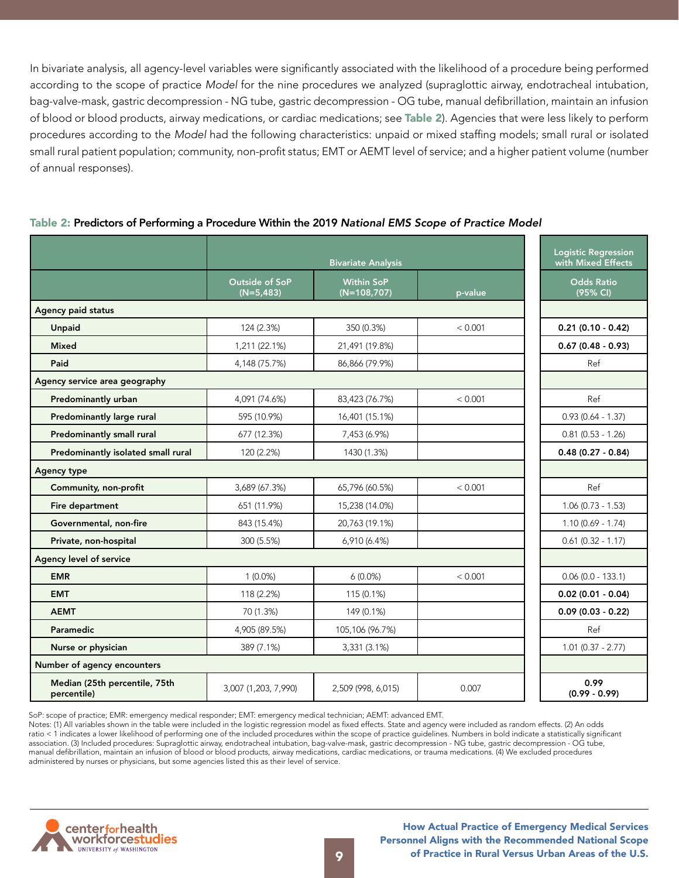In bivariate analysis, all agency-level variables were significantly associated with the likelihood of a procedure being performed according to the scope of practice *Model* for the nine procedures we analyzed (supraglottic airway, endotracheal intubation, bag-valve-mask, gastric decompression - NG tube, gastric decompression - OG tube, manual defibrillation, maintain an infusion of blood or blood products, airway medications, or cardiac medications; see **Table 2**). Agencies that were less likely to perform procedures according to the *Model* had the following characteristics: unpaid or mixed staffing models; small rural or isolated small rural patient population; community, non-profit status; EMT or AEMT level of service; and a higher patient volume (number of annual responses).

**Table 2: Predictors of Performing a Procedure Within the 2019 *National EMS Scope of Practice Model***

| | Bivariate Analysis | | | Logistic Regression with Mixed Effects |
|---|---|---|---|---|
| | Outside of SoP (N=5,483) | Within SoP (N=108,707) | p-value | Odds Ratio (95% CI) |
| **Agency paid status** | | | | |
| Unpaid | 124 (2.3%) | 350 (0.3%) | < 0.001 | **0.21 (0.10 - 0.42)** |
| Mixed | 1,211 (22.1%) | 21,491 (19.8%) | | **0.67 (0.48 - 0.93)** |
| Paid | 4,148 (75.7%) | 86,866 (79.9%) | | Ref |
| **Agency service area geography** | | | | |
| Predominantly urban | 4,091 (74.6%) | 83,423 (76.7%) | < 0.001 | Ref |
| Predominantly large rural | 595 (10.9%) | 16,401 (15.1%) | | 0.93 (0.64 - 1.37) |
| Predominantly small rural | 677 (12.3%) | 7,453 (6.9%) | | 0.81 (0.53 - 1.26) |
| Predominantly isolated small rural | 120 (2.2%) | 1430 (1.3%) | | **0.48 (0.27 - 0.84)** |
| **Agency type** | | | | |
| Community, non-profit | 3,689 (67.3%) | 65,796 (60.5%) | < 0.001 | Ref |
| Fire department | 651 (11.9%) | 15,238 (14.0%) | | 1.06 (0.73 - 1.53) |
| Governmental, non-fire | 843 (15.4%) | 20,763 (19.1%) | | 1.10 (0.69 - 1.74) |
| Private, non-hospital | 300 (5.5%) | 6,910 (6.4%) | | 0.61 (0.32 - 1.17) |
| **Agency level of service** | | | | |
| EMR | 1 (0.0%) | 6 (0.0%) | < 0.001 | 0.06 (0.0 - 133.1) |
| EMT | 118 (2.2%) | 115 (0.1%) | | **0.02 (0.01 - 0.04)** |
| AEMT | 70 (1.3%) | 149 (0.1%) | | **0.09 (0.03 - 0.22)** |
| Paramedic | 4,905 (89.5%) | 105,106 (96.7%) | | Ref |
| Nurse or physician | 389 (7.1%) | 3,331 (3.1%) | | 1.01 (0.37 - 2.77) |
| **Number of agency encounters** | | | | |
| Median (25th percentile, 75th percentile) | 3,007 (1,203, 7,990) | 2,509 (998, 6,015) | 0.007 | **0.99 (0.99 - 0.99)** |

SoP: scope of practice; EMR: emergency medical responder; EMT: emergency medical technician; AEMT: advanced EMT.
Notes: (1) All variables shown in the table were included in the logistic regression model as fixed effects. State and agency were included as random effects. (2) An odds ratio < 1 indicates a lower likelihood of performing one of the included procedures within the scope of practice guidelines. Numbers in bold indicate a statistically significant association. (3) Included procedures: Supraglottic airway, endotracheal intubation, bag-valve-mask, gastric decompression - NG tube, gastric decompression - OG tube, manual defibrillation, maintain an infusion of blood or blood products, airway medications, cardiac medications, or trauma medications. (4) We excluded procedures administered by nurses or physicians, but some agencies listed this as their level of service.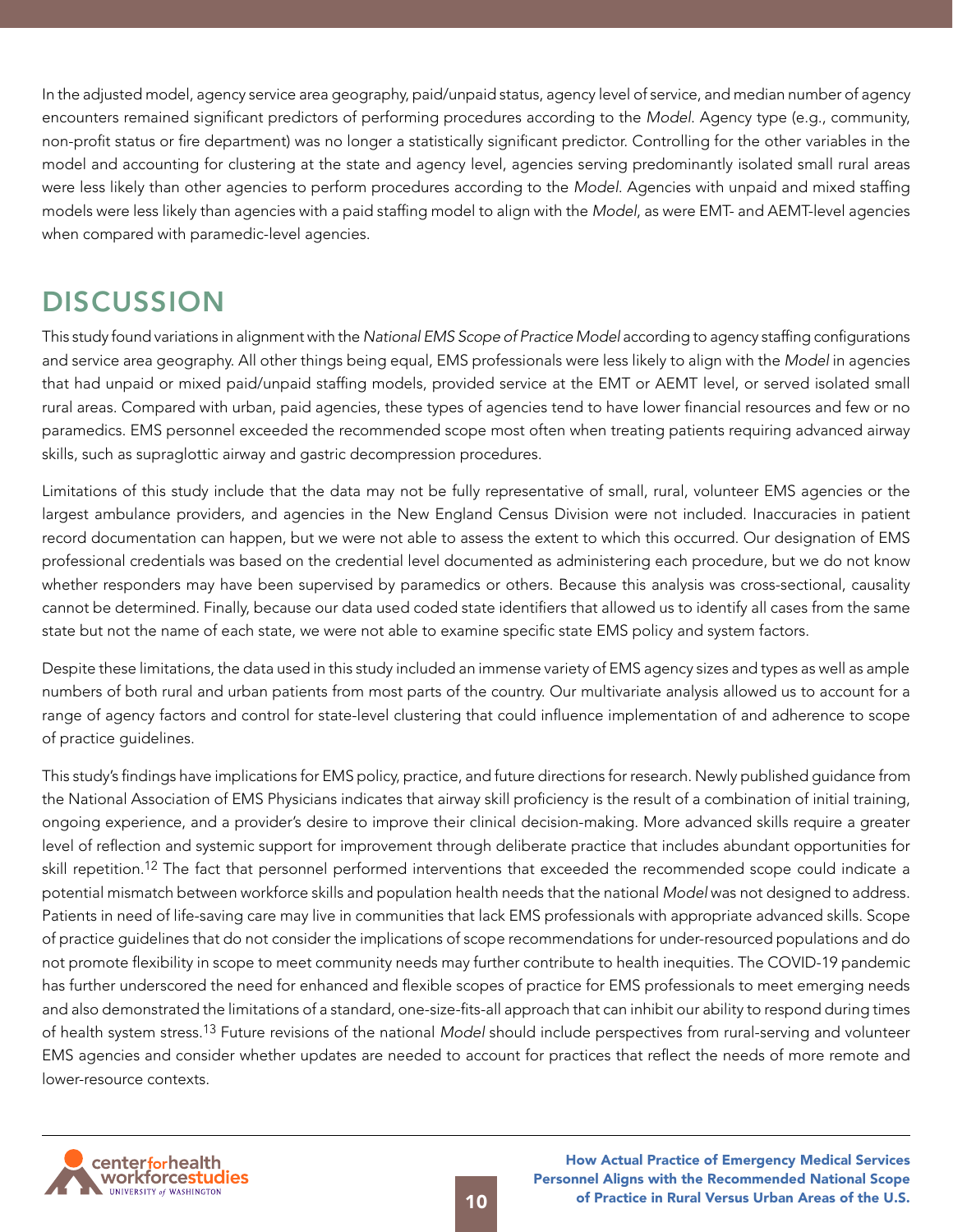In the adjusted model, agency service area geography, paid/unpaid status, agency level of service, and median number of agency encounters remained significant predictors of performing procedures according to the *Model*. Agency type (e.g., community, non-profit status or fire department) was no longer a statistically significant predictor. Controlling for the other variables in the model and accounting for clustering at the state and agency level, agencies serving predominantly isolated small rural areas were less likely than other agencies to perform procedures according to the *Model*. Agencies with unpaid and mixed staffing models were less likely than agencies with a paid staffing model to align with the *Model*, as were EMT- and AEMT-level agencies when compared with paramedic-level agencies.

## DISCUSSION

This study found variations in alignment with the *National EMS Scope of Practice Model* according to agency staffing configurations and service area geography. All other things being equal, EMS professionals were less likely to align with the *Model* in agencies that had unpaid or mixed paid/unpaid staffing models, provided service at the EMT or AEMT level, or served isolated small rural areas. Compared with urban, paid agencies, these types of agencies tend to have lower financial resources and few or no paramedics. EMS personnel exceeded the recommended scope most often when treating patients requiring advanced airway skills, such as supraglottic airway and gastric decompression procedures.

Limitations of this study include that the data may not be fully representative of small, rural, volunteer EMS agencies or the largest ambulance providers, and agencies in the New England Census Division were not included. Inaccuracies in patient record documentation can happen, but we were not able to assess the extent to which this occurred. Our designation of EMS professional credentials was based on the credential level documented as administering each procedure, but we do not know whether responders may have been supervised by paramedics or others. Because this analysis was cross-sectional, causality cannot be determined. Finally, because our data used coded state identifiers that allowed us to identify all cases from the same state but not the name of each state, we were not able to examine specific state EMS policy and system factors.

Despite these limitations, the data used in this study included an immense variety of EMS agency sizes and types as well as ample numbers of both rural and urban patients from most parts of the country. Our multivariate analysis allowed us to account for a range of agency factors and control for state-level clustering that could influence implementation of and adherence to scope of practice guidelines.

This study's findings have implications for EMS policy, practice, and future directions for research. Newly published guidance from the National Association of EMS Physicians indicates that airway skill proficiency is the result of a combination of initial training, ongoing experience, and a provider's desire to improve their clinical decision-making. More advanced skills require a greater level of reflection and systemic support for improvement through deliberate practice that includes abundant opportunities for skill repetition.[12] The fact that personnel performed interventions that exceeded the recommended scope could indicate a potential mismatch between workforce skills and population health needs that the national *Model* was not designed to address. Patients in need of life-saving care may live in communities that lack EMS professionals with appropriate advanced skills. Scope of practice guidelines that do not consider the implications of scope recommendations for under-resourced populations and do not promote flexibility in scope to meet community needs may further contribute to health inequities. The COVID-19 pandemic has further underscored the need for enhanced and flexible scopes of practice for EMS professionals to meet emerging needs and also demonstrated the limitations of a standard, one-size-fits-all approach that can inhibit our ability to respond during times of health system stress.[13] Future revisions of the national *Model* should include perspectives from rural-serving and volunteer EMS agencies and consider whether updates are needed to account for practices that reflect the needs of more remote and lower-resource contexts.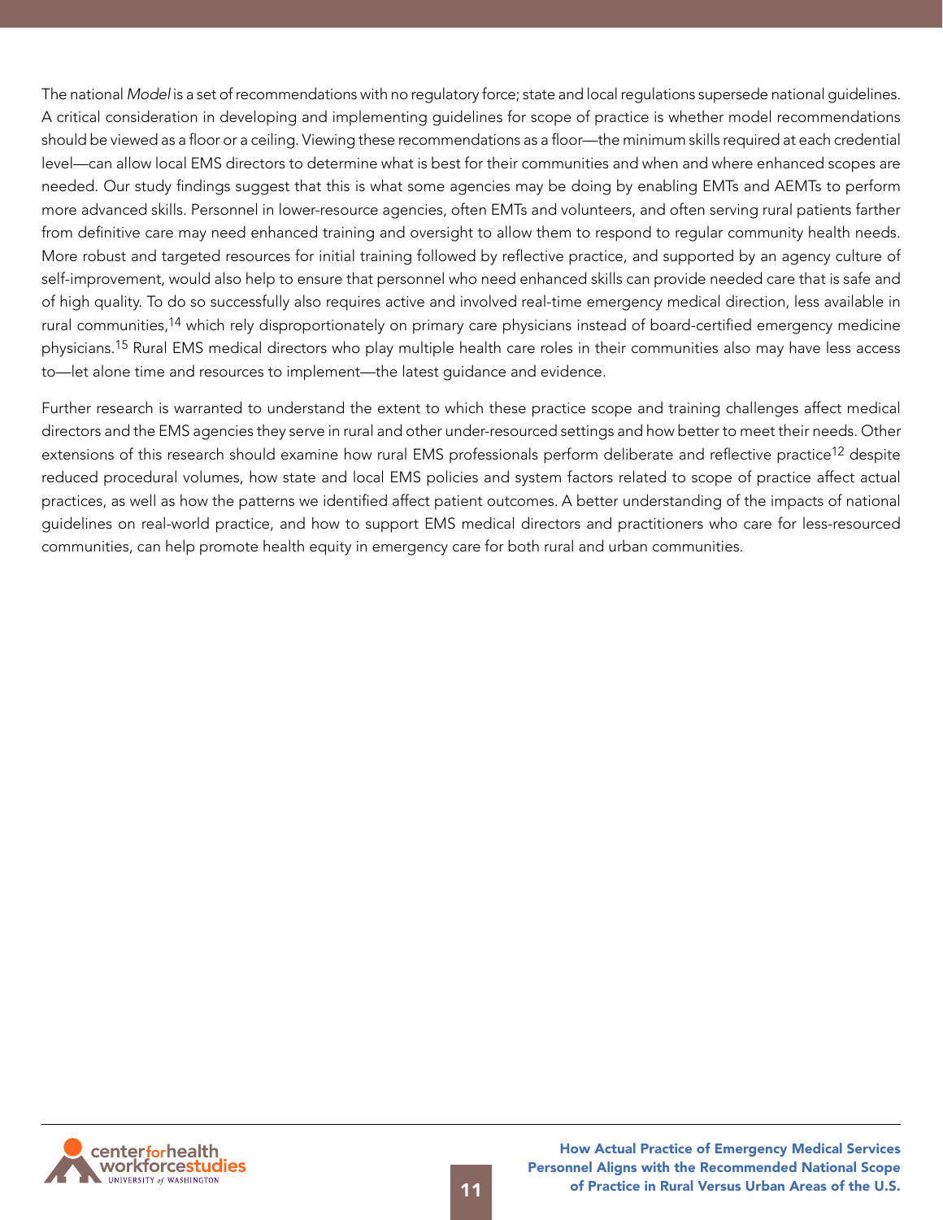The national *Model* is a set of recommendations with no regulatory force; state and local regulations supersede national guidelines. A critical consideration in developing and implementing guidelines for scope of practice is whether model recommendations should be viewed as a floor or a ceiling. Viewing these recommendations as a floor—the minimum skills required at each credential level—can allow local EMS directors to determine what is best for their communities and when and where enhanced scopes are needed. Our study findings suggest that this is what some agencies may be doing by enabling EMTs and AEMTs to perform more advanced skills. Personnel in lower-resource agencies, often EMTs and volunteers, and often serving rural patients farther from definitive care may need enhanced training and oversight to allow them to respond to regular community health needs. More robust and targeted resources for initial training followed by reflective practice, and supported by an agency culture of self-improvement, would also help to ensure that personnel who need enhanced skills can provide needed care that is safe and of high quality. To do so successfully also requires active and involved real-time emergency medical direction, less available in rural communities,[14] which rely disproportionately on primary care physicians instead of board-certified emergency medicine physicians.[15] Rural EMS medical directors who play multiple health care roles in their communities also may have less access to—let alone time and resources to implement—the latest guidance and evidence.

Further research is warranted to understand the extent to which these practice scope and training challenges affect medical directors and the EMS agencies they serve in rural and other under-resourced settings and how better to meet their needs. Other extensions of this research should examine how rural EMS professionals perform deliberate and reflective practice[12] despite reduced procedural volumes, how state and local EMS policies and system factors related to scope of practice affect actual practices, as well as how the patterns we identified affect patient outcomes. A better understanding of the impacts of national guidelines on real-world practice, and how to support EMS medical directors and practitioners who care for less-resourced communities, can help promote health equity in emergency care for both rural and urban communities.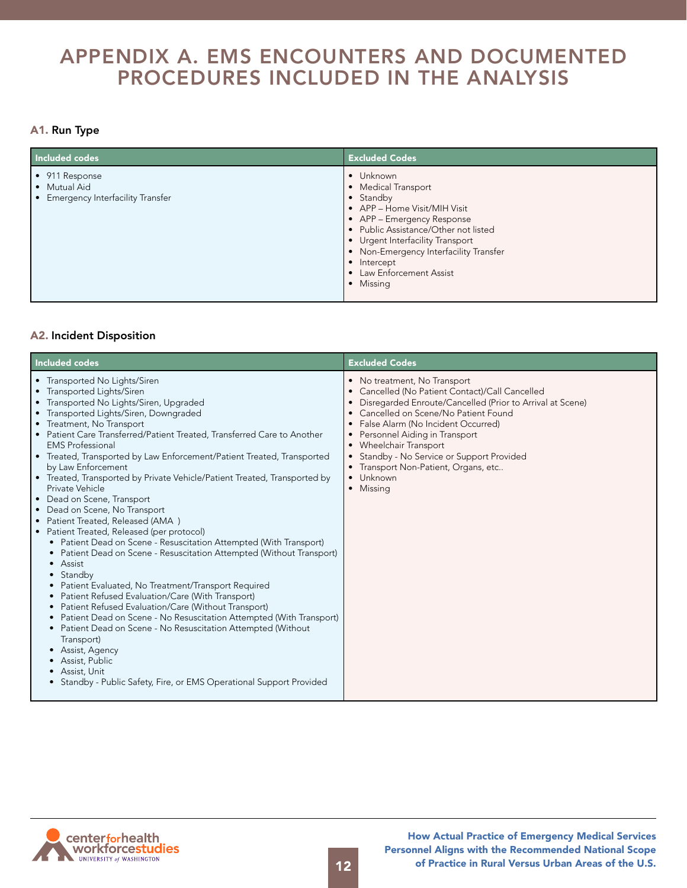# APPENDIX A. EMS ENCOUNTERS AND DOCUMENTED PROCEDURES INCLUDED IN THE ANALYSIS

### A1. Run Type

| Included codes | Excluded Codes |
|---|---|
| • 911 Response<br>• Mutual Aid<br>• Emergency Interfacility Transfer | • Unknown<br>• Medical Transport<br>• Standby<br>• APP – Home Visit/MIH Visit<br>• APP – Emergency Response<br>• Public Assistance/Other not listed<br>• Urgent Interfacility Transport<br>• Non-Emergency Interfacility Transfer<br>• Intercept<br>• Law Enforcement Assist<br>• Missing |

### A2. Incident Disposition

| Included codes | Excluded Codes |
|---|---|
| • Transported No Lights/Siren<br>• Transported Lights/Siren<br>• Transported No Lights/Siren, Upgraded<br>• Transported Lights/Siren, Downgraded<br>• Treatment, No Transport<br>• Patient Care Transferred/Patient Treated, Transferred Care to Another EMS Professional<br>• Treated, Transported by Law Enforcement/Patient Treated, Transported by Law Enforcement<br>• Treated, Transported by Private Vehicle/Patient Treated, Transported by Private Vehicle<br>• Dead on Scene, Transport<br>• Dead on Scene, No Transport<br>• Patient Treated, Released (AMA )<br>• Patient Treated, Released (per protocol)<br>&nbsp;&nbsp;• Patient Dead on Scene - Resuscitation Attempted (With Transport)<br>&nbsp;&nbsp;• Patient Dead on Scene - Resuscitation Attempted (Without Transport)<br>&nbsp;&nbsp;• Assist<br>&nbsp;&nbsp;• Standby<br>&nbsp;&nbsp;• Patient Evaluated, No Treatment/Transport Required<br>&nbsp;&nbsp;• Patient Refused Evaluation/Care (With Transport)<br>&nbsp;&nbsp;• Patient Refused Evaluation/Care (Without Transport)<br>&nbsp;&nbsp;• Patient Dead on Scene - No Resuscitation Attempted (With Transport)<br>&nbsp;&nbsp;• Patient Dead on Scene - No Resuscitation Attempted (Without Transport)<br>&nbsp;&nbsp;• Assist, Agency<br>&nbsp;&nbsp;• Assist, Public<br>&nbsp;&nbsp;• Assist, Unit<br>&nbsp;&nbsp;• Standby - Public Safety, Fire, or EMS Operational Support Provided | • No treatment, No Transport<br>• Cancelled (No Patient Contact)/Call Cancelled<br>• Disregarded Enroute/Cancelled (Prior to Arrival at Scene)<br>• Cancelled on Scene/No Patient Found<br>• False Alarm (No Incident Occurred)<br>• Personnel Aiding in Transport<br>• Wheelchair Transport<br>• Standby - No Service or Support Provided<br>• Transport Non-Patient, Organs, etc..<br>• Unknown<br>• Missing |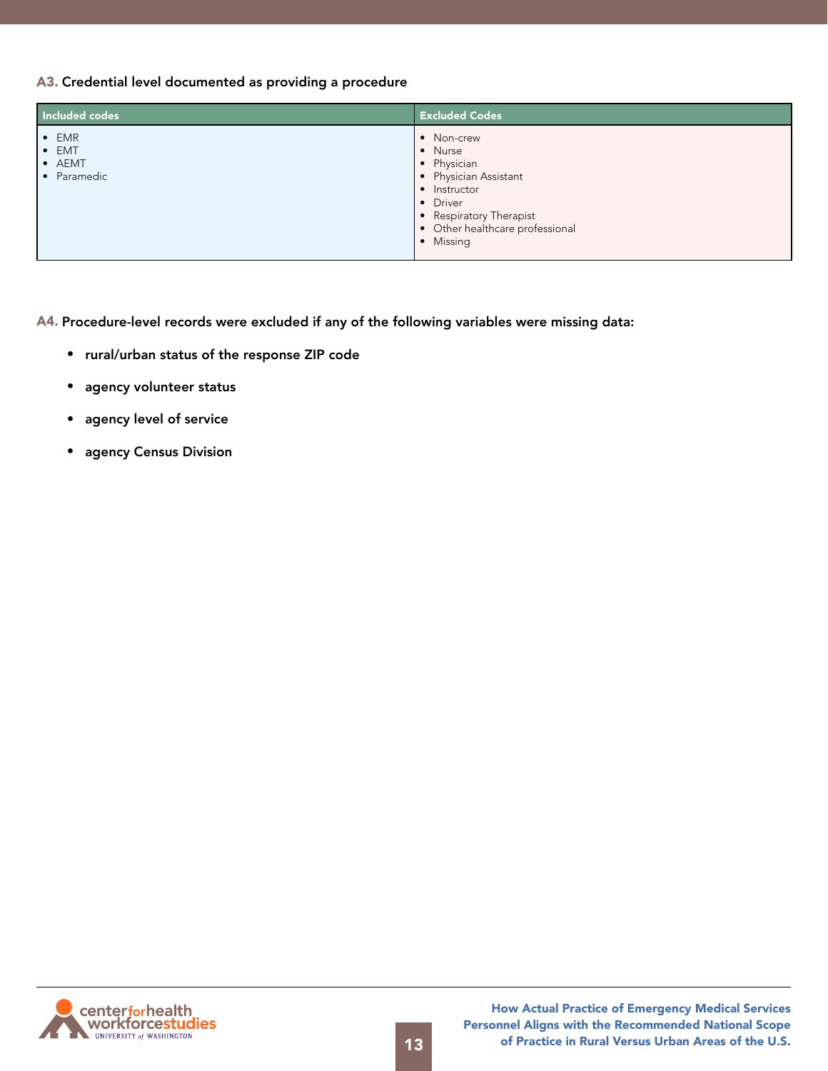**A3.** Credential level documented as providing a procedure

| Included codes | Excluded Codes |
|---|---|
| • EMR<br>• EMT<br>• AEMT<br>• Paramedic | • Non-crew<br>• Nurse<br>• Physician<br>• Physician Assistant<br>• Instructor<br>• Driver<br>• Respiratory Therapist<br>• Other healthcare professional<br>• Missing |

**A4.** Procedure-level records were excluded if any of the following variables were missing data:

- rural/urban status of the response ZIP code
- agency volunteer status
- agency level of service
- agency Census Division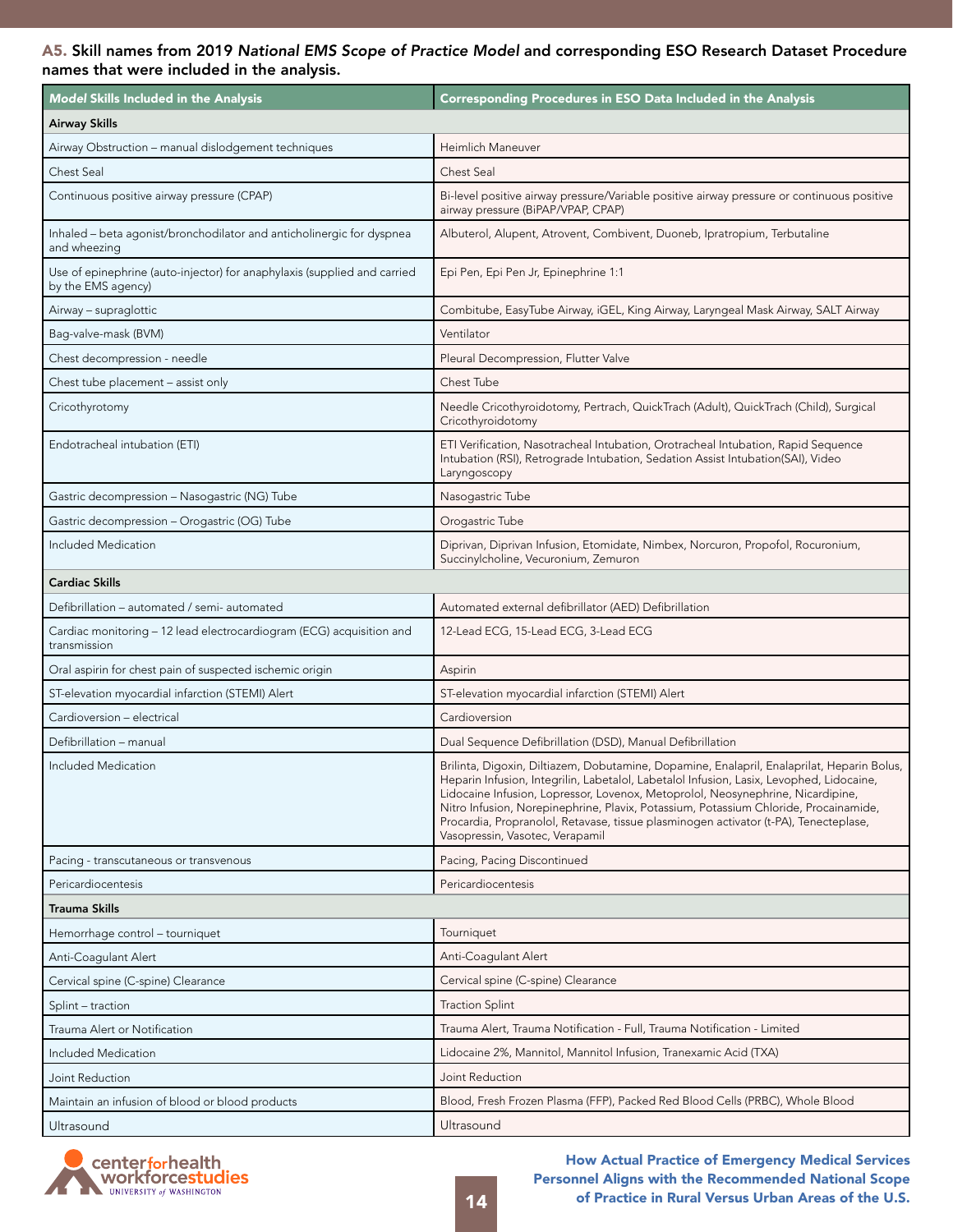**A5. Skill names from 2019 *National EMS Scope of Practice Model* and corresponding ESO Research Dataset Procedure names that were included in the analysis.**

| *Model* Skills Included in the Analysis | Corresponding Procedures in ESO Data Included in the Analysis |
|---|---|
| **Airway Skills** | |
| Airway Obstruction – manual dislodgement techniques | Heimlich Maneuver |
| Chest Seal | Chest Seal |
| Continuous positive airway pressure (CPAP) | Bi-level positive airway pressure/Variable positive airway pressure or continuous positive airway pressure (BiPAP/VPAP, CPAP) |
| Inhaled – beta agonist/bronchodilator and anticholinergic for dyspnea and wheezing | Albuterol, Alupent, Atrovent, Combivent, Duoneb, Ipratropium, Terbutaline |
| Use of epinephrine (auto-injector) for anaphylaxis (supplied and carried by the EMS agency) | Epi Pen, Epi Pen Jr, Epinephrine 1:1 |
| Airway – supraglottic | Combitube, EasyTube Airway, iGEL, King Airway, Laryngeal Mask Airway, SALT Airway |
| Bag-valve-mask (BVM) | Ventilator |
| Chest decompression - needle | Pleural Decompression, Flutter Valve |
| Chest tube placement – assist only | Chest Tube |
| Cricothyrotomy | Needle Cricothyroidotomy, Pertrach, QuickTrach (Adult), QuickTrach (Child), Surgical Cricothyroidotomy |
| Endotracheal intubation (ETI) | ETI Verification, Nasotracheal Intubation, Orotracheal Intubation, Rapid Sequence Intubation (RSI), Retrograde Intubation, Sedation Assist Intubation(SAI), Video Laryngoscopy |
| Gastric decompression – Nasogastric (NG) Tube | Nasogastric Tube |
| Gastric decompression – Orogastric (OG) Tube | Orogastric Tube |
| Included Medication | Diprivan, Diprivan Infusion, Etomidate, Nimbex, Norcuron, Propofol, Rocuronium, Succinylcholine, Vecuronium, Zemuron |
| **Cardiac Skills** | |
| Defibrillation – automated / semi- automated | Automated external defibrillator (AED) Defibrillation |
| Cardiac monitoring – 12 lead electrocardiogram (ECG) acquisition and transmission | 12-Lead ECG, 15-Lead ECG, 3-Lead ECG |
| Oral aspirin for chest pain of suspected ischemic origin | Aspirin |
| ST-elevation myocardial infarction (STEMI) Alert | ST-elevation myocardial infarction (STEMI) Alert |
| Cardioversion – electrical | Cardioversion |
| Defibrillation – manual | Dual Sequence Defibrillation (DSD), Manual Defibrillation |
| Included Medication | Brilinta, Digoxin, Diltiazem, Dobutamine, Dopamine, Enalapril, Enalaprilat, Heparin Bolus, Heparin Infusion, Integrilin, Labetalol, Labetalol Infusion, Lasix, Levophed, Lidocaine, Lidocaine Infusion, Lopressor, Lovenox, Metoprolol, Neosynephrine, Nicardipine, Nitro Infusion, Norepinephrine, Plavix, Potassium, Potassium Chloride, Procainamide, Procardia, Propranolol, Retavase, tissue plasminogen activator (t-PA), Tenecteplase, Vasopressin, Vasotec, Verapamil |
| Pacing - transcutaneous or transvenous | Pacing, Pacing Discontinued |
| Pericardiocentesis | Pericardiocentesis |
| **Trauma Skills** | |
| Hemorrhage control – tourniquet | Tourniquet |
| Anti-Coagulant Alert | Anti-Coagulant Alert |
| Cervical spine (C-spine) Clearance | Cervical spine (C-spine) Clearance |
| Splint – traction | Traction Splint |
| Trauma Alert or Notification | Trauma Alert, Trauma Notification - Full, Trauma Notification - Limited |
| Included Medication | Lidocaine 2%, Mannitol, Mannitol Infusion, Tranexamic Acid (TXA) |
| Joint Reduction | Joint Reduction |
| Maintain an infusion of blood or blood products | Blood, Fresh Frozen Plasma (FFP), Packed Red Blood Cells (PRBC), Whole Blood |
| Ultrasound | Ultrasound |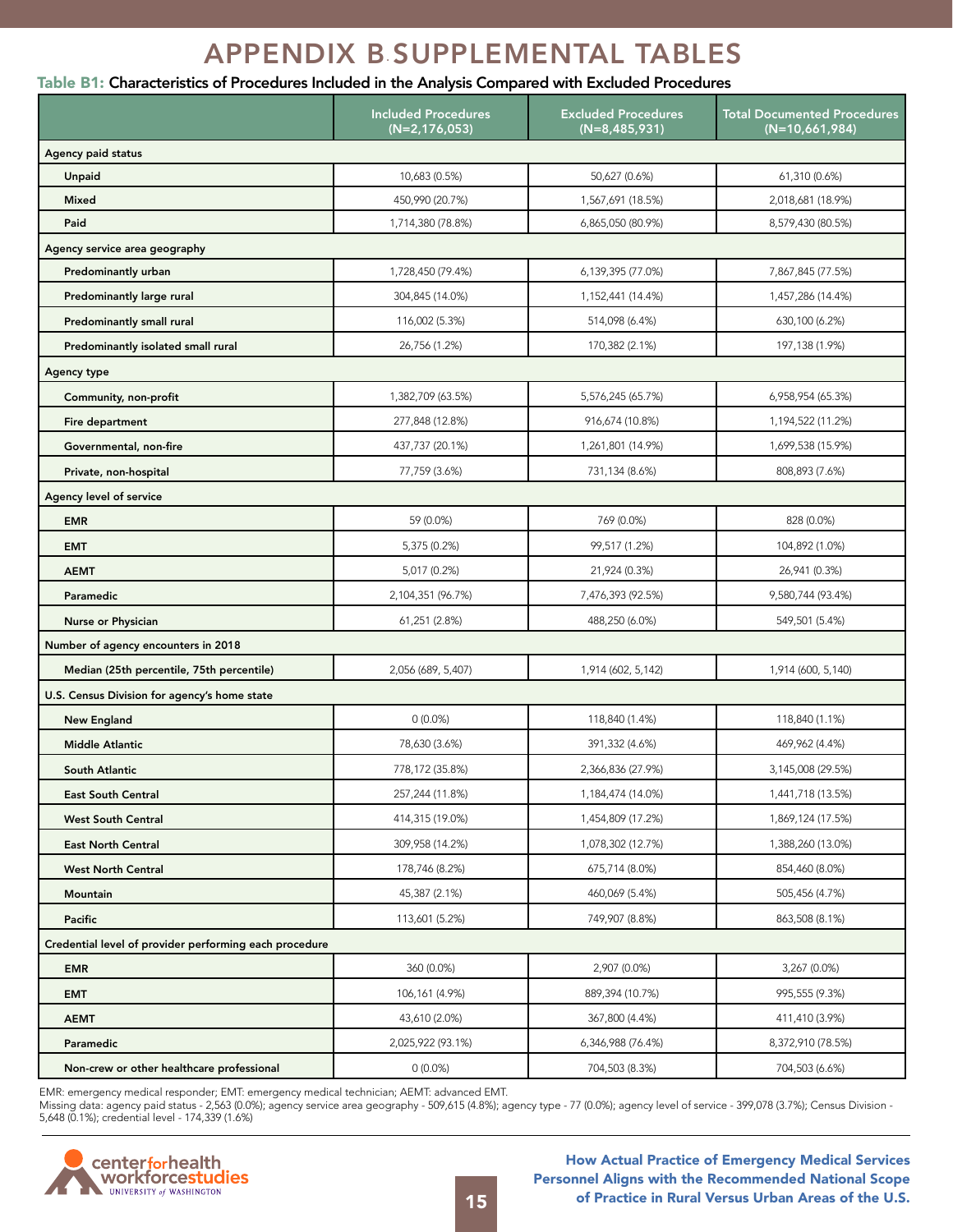# APPENDIX B. SUPPLEMENTAL TABLES

**Table B1: Characteristics of Procedures Included in the Analysis Compared with Excluded Procedures**

| | Included Procedures (N=2,176,053) | Excluded Procedures (N=8,485,931) | Total Documented Procedures (N=10,661,984) |
|---|---|---|---|
| **Agency paid status** | | | |
| Unpaid | 10,683 (0.5%) | 50,627 (0.6%) | 61,310 (0.6%) |
| Mixed | 450,990 (20.7%) | 1,567,691 (18.5%) | 2,018,681 (18.9%) |
| Paid | 1,714,380 (78.8%) | 6,865,050 (80.9%) | 8,579,430 (80.5%) |
| **Agency service area geography** | | | |
| Predominantly urban | 1,728,450 (79.4%) | 6,139,395 (77.0%) | 7,867,845 (77.5%) |
| Predominantly large rural | 304,845 (14.0%) | 1,152,441 (14.4%) | 1,457,286 (14.4%) |
| Predominantly small rural | 116,002 (5.3%) | 514,098 (6.4%) | 630,100 (6.2%) |
| Predominantly isolated small rural | 26,756 (1.2%) | 170,382 (2.1%) | 197,138 (1.9%) |
| **Agency type** | | | |
| Community, non-profit | 1,382,709 (63.5%) | 5,576,245 (65.7%) | 6,958,954 (65.3%) |
| Fire department | 277,848 (12.8%) | 916,674 (10.8%) | 1,194,522 (11.2%) |
| Governmental, non-fire | 437,737 (20.1%) | 1,261,801 (14.9%) | 1,699,538 (15.9%) |
| Private, non-hospital | 77,759 (3.6%) | 731,134 (8.6%) | 808,893 (7.6%) |
| **Agency level of service** | | | |
| EMR | 59 (0.0%) | 769 (0.0%) | 828 (0.0%) |
| EMT | 5,375 (0.2%) | 99,517 (1.2%) | 104,892 (1.0%) |
| AEMT | 5,017 (0.2%) | 21,924 (0.3%) | 26,941 (0.3%) |
| Paramedic | 2,104,351 (96.7%) | 7,476,393 (92.5%) | 9,580,744 (93.4%) |
| Nurse or Physician | 61,251 (2.8%) | 488,250 (6.0%) | 549,501 (5.4%) |
| **Number of agency encounters in 2018** | | | |
| Median (25th percentile, 75th percentile) | 2,056 (689, 5,407) | 1,914 (602, 5,142) | 1,914 (600, 5,140) |
| **U.S. Census Division for agency's home state** | | | |
| New England | 0 (0.0%) | 118,840 (1.4%) | 118,840 (1.1%) |
| Middle Atlantic | 78,630 (3.6%) | 391,332 (4.6%) | 469,962 (4.4%) |
| South Atlantic | 778,172 (35.8%) | 2,366,836 (27.9%) | 3,145,008 (29.5%) |
| East South Central | 257,244 (11.8%) | 1,184,474 (14.0%) | 1,441,718 (13.5%) |
| West South Central | 414,315 (19.0%) | 1,454,809 (17.2%) | 1,869,124 (17.5%) |
| East North Central | 309,958 (14.2%) | 1,078,302 (12.7%) | 1,388,260 (13.0%) |
| West North Central | 178,746 (8.2%) | 675,714 (8.0%) | 854,460 (8.0%) |
| Mountain | 45,387 (2.1%) | 460,069 (5.4%) | 505,456 (4.7%) |
| Pacific | 113,601 (5.2%) | 749,907 (8.8%) | 863,508 (8.1%) |
| **Credential level of provider performing each procedure** | | | |
| EMR | 360 (0.0%) | 2,907 (0.0%) | 3,267 (0.0%) |
| EMT | 106,161 (4.9%) | 889,394 (10.7%) | 995,555 (9.3%) |
| AEMT | 43,610 (2.0%) | 367,800 (4.4%) | 411,410 (3.9%) |
| Paramedic | 2,025,922 (93.1%) | 6,346,988 (76.4%) | 8,372,910 (78.5%) |
| Non-crew or other healthcare professional | 0 (0.0%) | 704,503 (8.3%) | 704,503 (6.6%) |

EMR: emergency medical responder; EMT: emergency medical technician; AEMT: advanced EMT.
Missing data: agency paid status - 2,563 (0.0%); agency service area geography - 509,615 (4.8%); agency type - 77 (0.0%); agency level of service - 399,078 (3.7%); Census Division - 5,648 (0.1%); credential level - 174,339 (1.6%)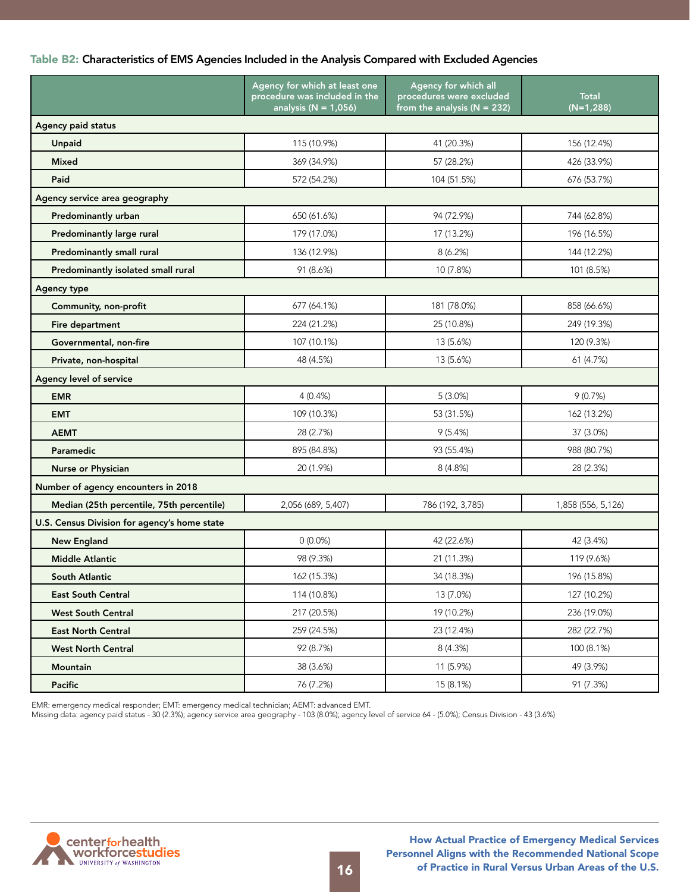**Table B2: Characteristics of EMS Agencies Included in the Analysis Compared with Excluded Agencies**

| | Agency for which at least one procedure was included in the analysis (N = 1,056) | Agency for which all procedures were excluded from the analysis (N = 232) | Total (N=1,288) |
|---|---|---|---|
| **Agency paid status** | | | |
| Unpaid | 115 (10.9%) | 41 (20.3%) | 156 (12.4%) |
| Mixed | 369 (34.9%) | 57 (28.2%) | 426 (33.9%) |
| Paid | 572 (54.2%) | 104 (51.5%) | 676 (53.7%) |
| **Agency service area geography** | | | |
| Predominantly urban | 650 (61.6%) | 94 (72.9%) | 744 (62.8%) |
| Predominantly large rural | 179 (17.0%) | 17 (13.2%) | 196 (16.5%) |
| Predominantly small rural | 136 (12.9%) | 8 (6.2%) | 144 (12.2%) |
| Predominantly isolated small rural | 91 (8.6%) | 10 (7.8%) | 101 (8.5%) |
| **Agency type** | | | |
| Community, non-profit | 677 (64.1%) | 181 (78.0%) | 858 (66.6%) |
| Fire department | 224 (21.2%) | 25 (10.8%) | 249 (19.3%) |
| Governmental, non-fire | 107 (10.1%) | 13 (5.6%) | 120 (9.3%) |
| Private, non-hospital | 48 (4.5%) | 13 (5.6%) | 61 (4.7%) |
| **Agency level of service** | | | |
| EMR | 4 (0.4%) | 5 (3.0%) | 9 (0.7%) |
| EMT | 109 (10.3%) | 53 (31.5%) | 162 (13.2%) |
| AEMT | 28 (2.7%) | 9 (5.4%) | 37 (3.0%) |
| Paramedic | 895 (84.8%) | 93 (55.4%) | 988 (80.7%) |
| Nurse or Physician | 20 (1.9%) | 8 (4.8%) | 28 (2.3%) |
| **Number of agency encounters in 2018** | | | |
| Median (25th percentile, 75th percentile) | 2,056 (689, 5,407) | 786 (192, 3,785) | 1,858 (556, 5,126) |
| **U.S. Census Division for agency's home state** | | | |
| New England | 0 (0.0%) | 42 (22.6%) | 42 (3.4%) |
| Middle Atlantic | 98 (9.3%) | 21 (11.3%) | 119 (9.6%) |
| South Atlantic | 162 (15.3%) | 34 (18.3%) | 196 (15.8%) |
| East South Central | 114 (10.8%) | 13 (7.0%) | 127 (10.2%) |
| West South Central | 217 (20.5%) | 19 (10.2%) | 236 (19.0%) |
| East North Central | 259 (24.5%) | 23 (12.4%) | 282 (22.7%) |
| West North Central | 92 (8.7%) | 8 (4.3%) | 100 (8.1%) |
| Mountain | 38 (3.6%) | 11 (5.9%) | 49 (3.9%) |
| Pacific | 76 (7.2%) | 15 (8.1%) | 91 (7.3%) |

EMR: emergency medical responder; EMT: emergency medical technician; AEMT: advanced EMT.
Missing data: agency paid status - 30 (2.3%); agency service area geography - 103 (8.0%); agency level of service 64 - (5.0%); Census Division - 43 (3.6%)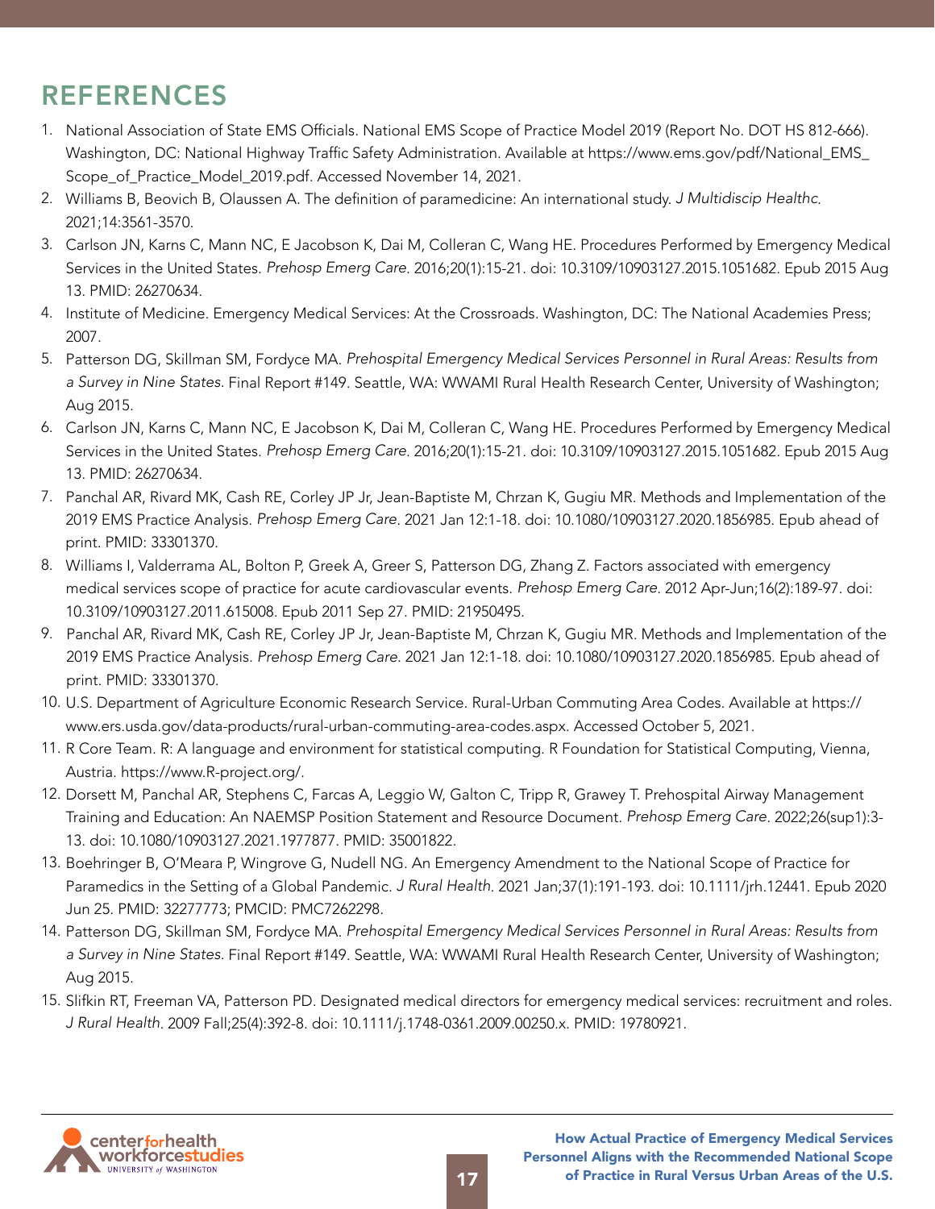# REFERENCES

1. National Association of State EMS Officials. National EMS Scope of Practice Model 2019 (Report No. DOT HS 812-666). Washington, DC: National Highway Traffic Safety Administration. Available at https://www.ems.gov/pdf/National_EMS_Scope_of_Practice_Model_2019.pdf. Accessed November 14, 2021.
2. Williams B, Beovich B, Olaussen A. The definition of paramedicine: An international study. *J Multidiscip Healthc.* 2021;14:3561-3570.
3. Carlson JN, Karns C, Mann NC, E Jacobson K, Dai M, Colleran C, Wang HE. Procedures Performed by Emergency Medical Services in the United States. *Prehosp Emerg Care.* 2016;20(1):15-21. doi: 10.3109/10903127.2015.1051682. Epub 2015 Aug 13. PMID: 26270634.
4. Institute of Medicine. Emergency Medical Services: At the Crossroads. Washington, DC: The National Academies Press; 2007.
5. Patterson DG, Skillman SM, Fordyce MA. *Prehospital Emergency Medical Services Personnel in Rural Areas: Results from a Survey in Nine States.* Final Report #149. Seattle, WA: WWAMI Rural Health Research Center, University of Washington; Aug 2015.
6. Carlson JN, Karns C, Mann NC, E Jacobson K, Dai M, Colleran C, Wang HE. Procedures Performed by Emergency Medical Services in the United States. *Prehosp Emerg Care.* 2016;20(1):15-21. doi: 10.3109/10903127.2015.1051682. Epub 2015 Aug 13. PMID: 26270634.
7. Panchal AR, Rivard MK, Cash RE, Corley JP Jr, Jean-Baptiste M, Chrzan K, Gugiu MR. Methods and Implementation of the 2019 EMS Practice Analysis. *Prehosp Emerg Care.* 2021 Jan 12:1-18. doi: 10.1080/10903127.2020.1856985. Epub ahead of print. PMID: 33301370.
8. Williams I, Valderrama AL, Bolton P, Greek A, Greer S, Patterson DG, Zhang Z. Factors associated with emergency medical services scope of practice for acute cardiovascular events. *Prehosp Emerg Care.* 2012 Apr-Jun;16(2):189-97. doi: 10.3109/10903127.2011.615008. Epub 2011 Sep 27. PMID: 21950495.
9. Panchal AR, Rivard MK, Cash RE, Corley JP Jr, Jean-Baptiste M, Chrzan K, Gugiu MR. Methods and Implementation of the 2019 EMS Practice Analysis. *Prehosp Emerg Care.* 2021 Jan 12:1-18. doi: 10.1080/10903127.2020.1856985. Epub ahead of print. PMID: 33301370.
10. U.S. Department of Agriculture Economic Research Service. Rural-Urban Commuting Area Codes. Available at https://www.ers.usda.gov/data-products/rural-urban-commuting-area-codes.aspx. Accessed October 5, 2021.
11. R Core Team. R: A language and environment for statistical computing. R Foundation for Statistical Computing, Vienna, Austria. https://www.R-project.org/.
12. Dorsett M, Panchal AR, Stephens C, Farcas A, Leggio W, Galton C, Tripp R, Grawey T. Prehospital Airway Management Training and Education: An NAEMSP Position Statement and Resource Document. *Prehosp Emerg Care.* 2022;26(sup1):3-13. doi: 10.1080/10903127.2021.1977877. PMID: 35001822.
13. Boehringer B, O'Meara P, Wingrove G, Nudell NG. An Emergency Amendment to the National Scope of Practice for Paramedics in the Setting of a Global Pandemic. *J Rural Health.* 2021 Jan;37(1):191-193. doi: 10.1111/jrh.12441. Epub 2020 Jun 25. PMID: 32277773; PMCID: PMC7262298.
14. Patterson DG, Skillman SM, Fordyce MA. *Prehospital Emergency Medical Services Personnel in Rural Areas: Results from a Survey in Nine States.* Final Report #149. Seattle, WA: WWAMI Rural Health Research Center, University of Washington; Aug 2015.
15. Slifkin RT, Freeman VA, Patterson PD. Designated medical directors for emergency medical services: recruitment and roles. *J Rural Health.* 2009 Fall;25(4):392-8. doi: 10.1111/j.1748-0361.2009.00250.x. PMID: 19780921.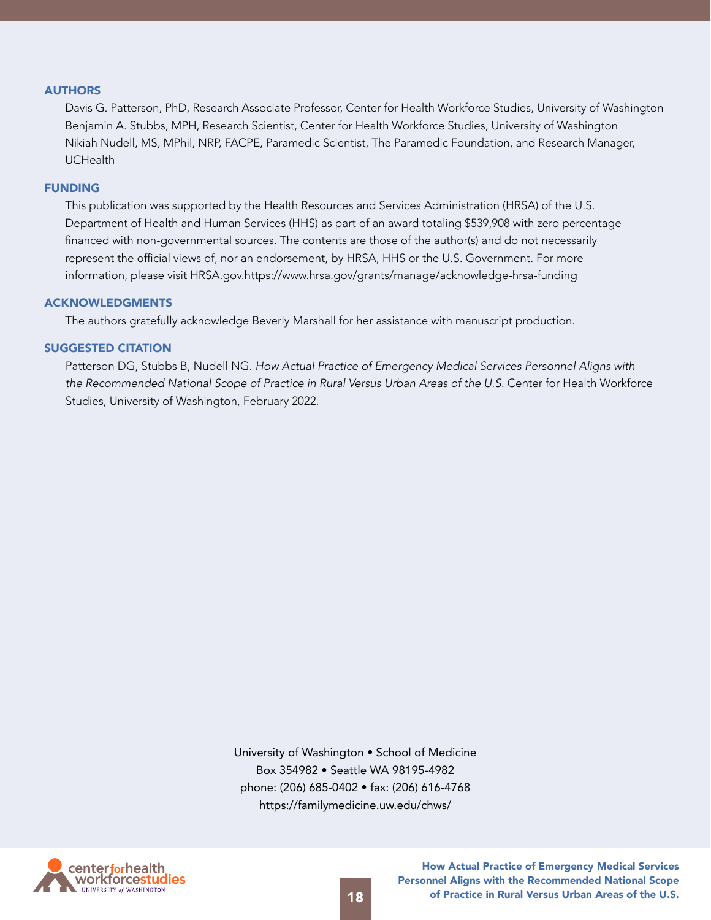## AUTHORS

Davis G. Patterson, PhD, Research Associate Professor, Center for Health Workforce Studies, University of Washington
Benjamin A. Stubbs, MPH, Research Scientist, Center for Health Workforce Studies, University of Washington
Nikiah Nudell, MS, MPhil, NRP, FACPE, Paramedic Scientist, The Paramedic Foundation, and Research Manager, UCHealth

## FUNDING

This publication was supported by the Health Resources and Services Administration (HRSA) of the U.S. Department of Health and Human Services (HHS) as part of an award totaling $539,908 with zero percentage financed with non-governmental sources. The contents are those of the author(s) and do not necessarily represent the official views of, nor an endorsement, by HRSA, HHS or the U.S. Government. For more information, please visit HRSA.gov.https://www.hrsa.gov/grants/manage/acknowledge-hrsa-funding

## ACKNOWLEDGMENTS

The authors gratefully acknowledge Beverly Marshall for her assistance with manuscript production.

## SUGGESTED CITATION

Patterson DG, Stubbs B, Nudell NG. *How Actual Practice of Emergency Medical Services Personnel Aligns with the Recommended National Scope of Practice in Rural Versus Urban Areas of the U.S.* Center for Health Workforce Studies, University of Washington, February 2022.

University of Washington • School of Medicine
Box 354982 • Seattle WA 98195-4982
phone: (206) 685-0402 • fax: (206) 616-4768
https://familymedicine.uw.edu/chws/